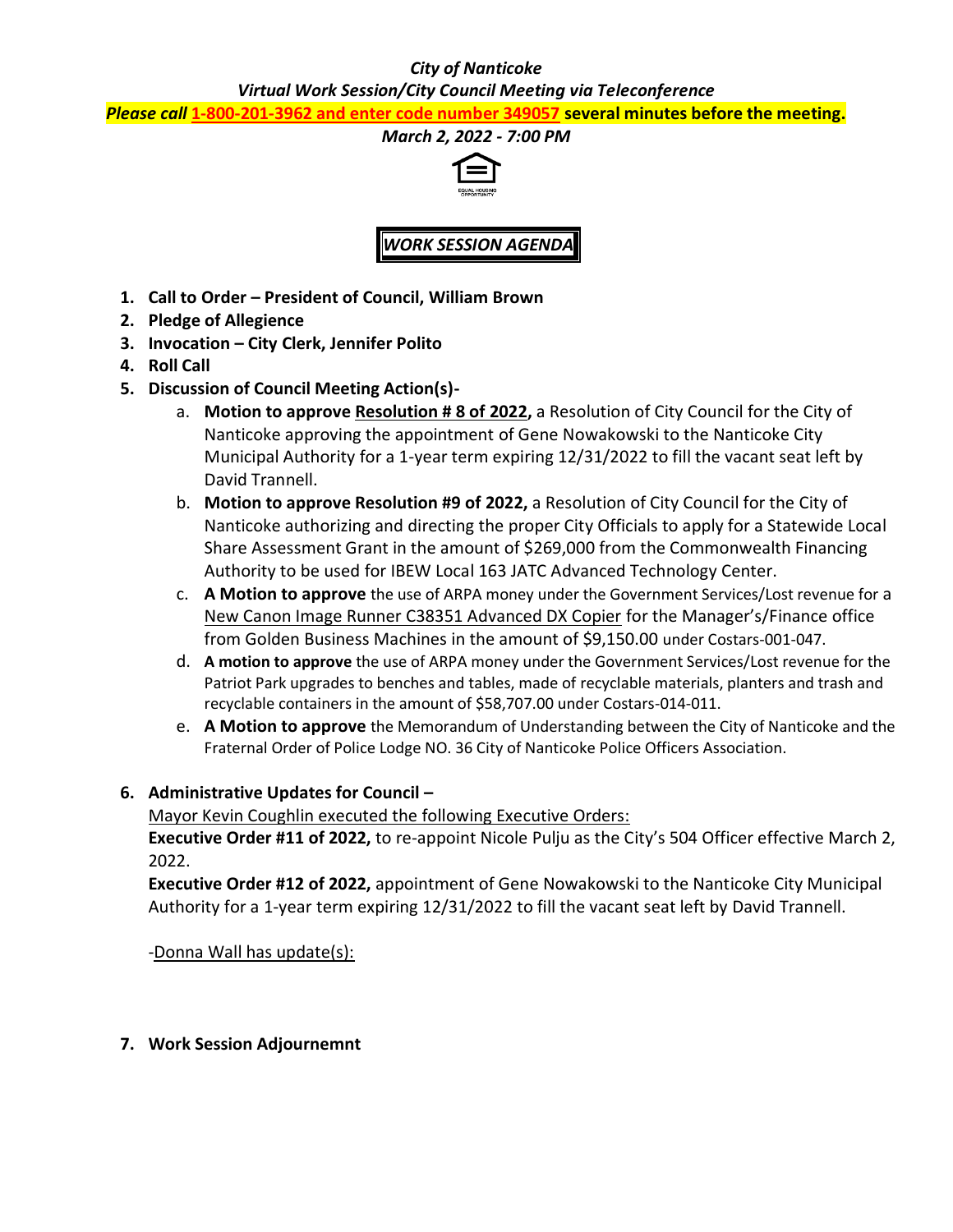***City of Nanticoke***

***Virtual Work Session/City Council Meeting via Teleconference***

***Please call*** **1-800-201-3962 and enter code number 349057 several minutes before the meeting.**

***March 2, 2022 - 7:00 PM***

EQUAL HOUSING OPPORTUNITY

## ***WORK SESSION AGENDA***

1. **Call to Order – President of Council, William Brown**
2. **Pledge of Allegience**
3. **Invocation – City Clerk, Jennifer Polito**
4. **Roll Call**
5. **Discussion of Council Meeting Action(s)-**
   a. **Motion to approve Resolution # 8 of 2022,** a Resolution of City Council for the City of Nanticoke approving the appointment of Gene Nowakowski to the Nanticoke City Municipal Authority for a 1-year term expiring 12/31/2022 to fill the vacant seat left by David Trannell.
   b. **Motion to approve Resolution #9 of 2022,** a Resolution of City Council for the City of Nanticoke authorizing and directing the proper City Officials to apply for a Statewide Local Share Assessment Grant in the amount of $269,000 from the Commonwealth Financing Authority to be used for IBEW Local 163 JATC Advanced Technology Center.
   c. **A Motion to approve** the use of ARPA money under the Government Services/Lost revenue for a New Canon Image Runner C38351 Advanced DX Copier for the Manager's/Finance office from Golden Business Machines in the amount of $9,150.00 under Costars-001-047.
   d. **A motion to approve** the use of ARPA money under the Government Services/Lost revenue for the Patriot Park upgrades to benches and tables, made of recyclable materials, planters and trash and recyclable containers in the amount of $58,707.00 under Costars-014-011.
   e. **A Motion to approve** the Memorandum of Understanding between the City of Nanticoke and the Fraternal Order of Police Lodge NO. 36 City of Nanticoke Police Officers Association.

6. **Administrative Updates for Council –**

   Mayor Kevin Coughlin executed the following Executive Orders:

   **Executive Order #11 of 2022,** to re-appoint Nicole Pulju as the City's 504 Officer effective March 2, 2022.

   **Executive Order #12 of 2022,** appointment of Gene Nowakowski to the Nanticoke City Municipal Authority for a 1-year term expiring 12/31/2022 to fill the vacant seat left by David Trannell.

   -Donna Wall has update(s):

7. **Work Session Adjournemnt**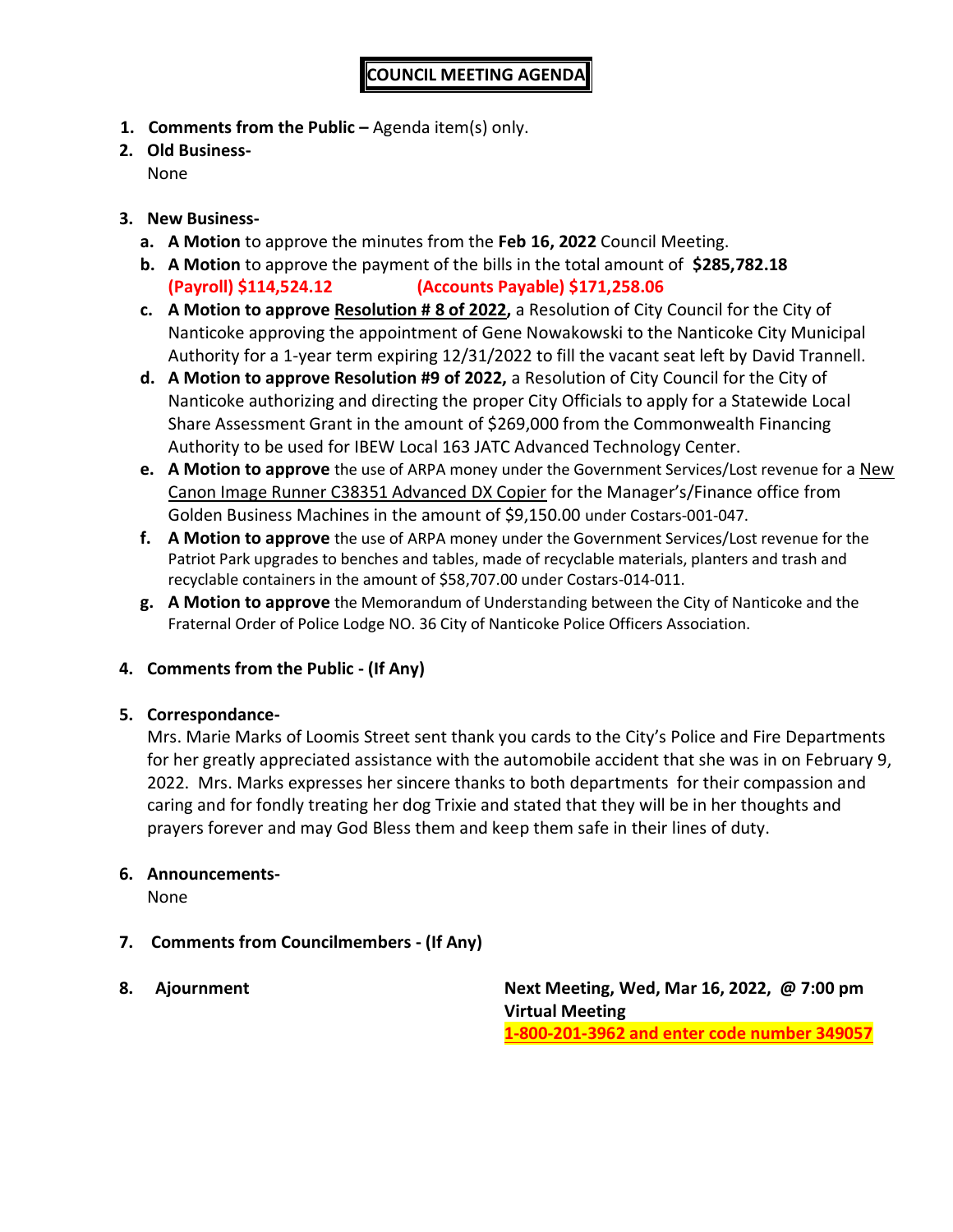# COUNCIL MEETING AGENDA

1. **Comments from the Public –** Agenda item(s) only.
2. **Old Business-**
   None

3. **New Business-**
   a. **A Motion** to approve the minutes from the **Feb 16, 2022** Council Meeting.
   b. **A Motion** to approve the payment of the bills in the total amount of **$285,782.18**
      **(Payroll) $114,524.12** **(Accounts Payable) $171,258.06**
   c. **A Motion to approve Resolution # 8 of 2022,** a Resolution of City Council for the City of Nanticoke approving the appointment of Gene Nowakowski to the Nanticoke City Municipal Authority for a 1-year term expiring 12/31/2022 to fill the vacant seat left by David Trannell.
   d. **A Motion to approve Resolution #9 of 2022,** a Resolution of City Council for the City of Nanticoke authorizing and directing the proper City Officials to apply for a Statewide Local Share Assessment Grant in the amount of $269,000 from the Commonwealth Financing Authority to be used for IBEW Local 163 JATC Advanced Technology Center.
   e. **A Motion to approve** the use of ARPA money under the Government Services/Lost revenue for a New Canon Image Runner C38351 Advanced DX Copier for the Manager's/Finance office from Golden Business Machines in the amount of $9,150.00 under Costars-001-047.
   f. **A Motion to approve** the use of ARPA money under the Government Services/Lost revenue for the Patriot Park upgrades to benches and tables, made of recyclable materials, planters and trash and recyclable containers in the amount of $58,707.00 under Costars-014-011.
   g. **A Motion to approve** the Memorandum of Understanding between the City of Nanticoke and the Fraternal Order of Police Lodge NO. 36 City of Nanticoke Police Officers Association.

4. **Comments from the Public - (If Any)**

5. **Correspondance-**
   Mrs. Marie Marks of Loomis Street sent thank you cards to the City's Police and Fire Departments for her greatly appreciated assistance with the automobile accident that she was in on February 9, 2022. Mrs. Marks expresses her sincere thanks to both departments for their compassion and caring and for fondly treating her dog Trixie and stated that they will be in her thoughts and prayers forever and may God Bless them and keep them safe in their lines of duty.

6. **Announcements-**
   None

7. **Comments from Councilmembers - (If Any)**

8. **Ajournment**

**Next Meeting, Wed, Mar 16, 2022, @ 7:00 pm**
**Virtual Meeting**
**1-800-201-3962 and enter code number 349057**